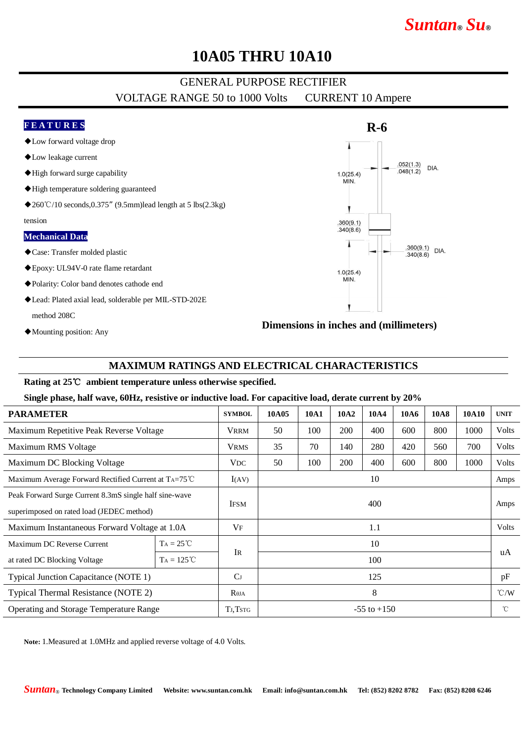# 10A05 THRU 10A10

GENERAL PURPOSE RECTIFIER

VOLTAGE RANGE 50 to 1000 Volts    CURRENT 10 Ampere

## FEATURES

- ◆Low forward voltage drop
- ◆Low leakage current
- ◆High forward surge capability
- ◆High temperature soldering guaranteed
- ◆260℃/10 seconds,0.375" (9.5mm)lead length at 5 lbs(2.3kg) tension

## Mechanical Data

- ◆Case: Transfer molded plastic
- ◆Epoxy: UL94V-0 rate flame retardant
- ◆Polarity: Color band denotes cathode end
- ◆Lead: Plated axial lead, solderable per MIL-STD-202E method 208C
- ◆Mounting position: Any

**R-6**

1.0(25.4) MIN.

.052(1.3) .048(1.2) DIA.

.360(9.1) .340(8.6)

.360(9.1) .340(8.6) DIA.

1.0(25.4) MIN.

**Dimensions in inches and (millimeters)**

## MAXIMUM RATINGS AND ELECTRICAL CHARACTERISTICS

**Rating at 25℃ ambient temperature unless otherwise specified.**

**Single phase, half wave, 60Hz, resistive or inductive load. For capacitive load, derate current by 20%**

| PARAMETER | | SYMBOL | 10A05 | 10A1 | 10A2 | 10A4 | 10A6 | 10A8 | 10A10 | UNIT |
|---|---|---|---|---|---|---|---|---|---|---|
| Maximum Repetitive Peak Reverse Voltage | | $V_{RRM}$ | 50 | 100 | 200 | 400 | 600 | 800 | 1000 | Volts |
| Maximum RMS Voltage | | $V_{RMS}$ | 35 | 70 | 140 | 280 | 420 | 560 | 700 | Volts |
| Maximum DC Blocking Voltage | | $V_{DC}$ | 50 | 100 | 200 | 400 | 600 | 800 | 1000 | Volts |
| Maximum Average Forward Rectified Current at $T_A$=75℃ | | $I_{(AV)}$ | 10 | | | | | | | Amps |
| Peak Forward Surge Current 8.3mS single half sine-wave superimposed on rated load (JEDEC method) | | $I_{FSM}$ | 400 | | | | | | | Amps |
| Maximum Instantaneous Forward Voltage at 1.0A | | $V_F$ | 1.1 | | | | | | | Volts |
| Maximum DC Reverse Current at rated DC Blocking Voltage | $T_A$ = 25℃ | $I_R$ | 10 | | | | | | | uA |
| | $T_A$ = 125℃ | | 100 | | | | | | | |
| Typical Junction Capacitance (NOTE 1) | | $C_J$ | 125 | | | | | | | pF |
| Typical Thermal Resistance (NOTE 2) | | $R_{\theta JA}$ | 8 | | | | | | | ℃/W |
| Operating and Storage Temperature Range | | $T_J$,$T_{STG}$ | -55 to +150 | | | | | | | ℃ |

**Note:** 1.Measured at 1.0MHz and applied reverse voltage of 4.0 Volts.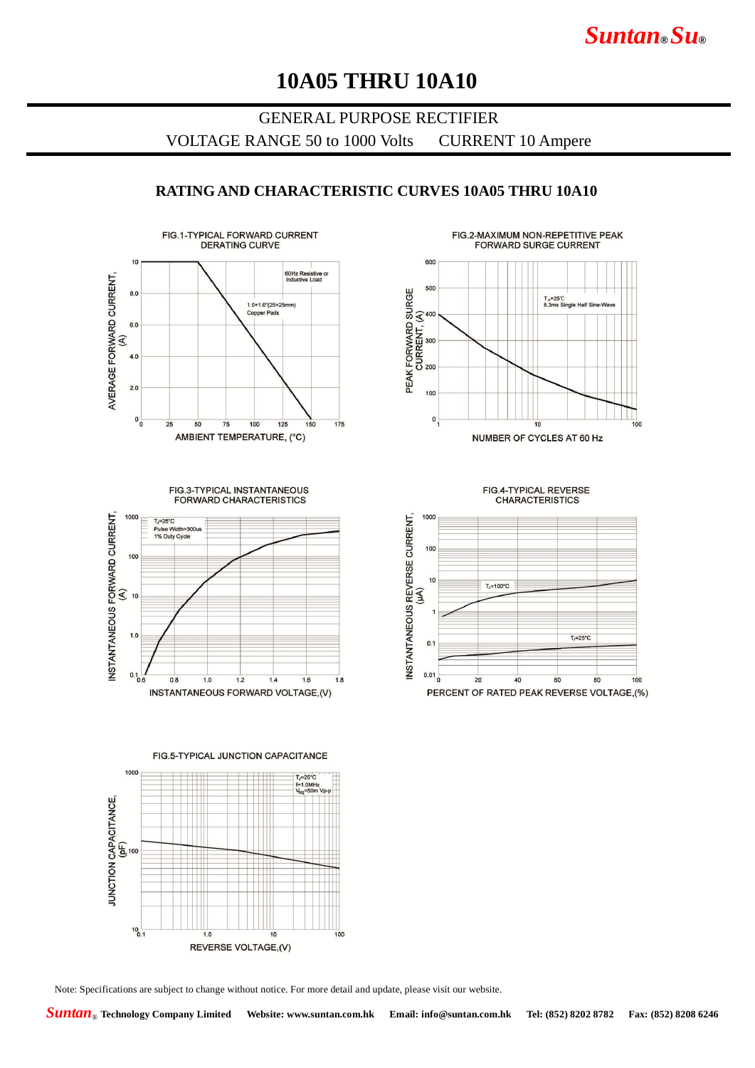# 10A05 THRU 10A10

GENERAL PURPOSE RECTIFIER

VOLTAGE RANGE 50 to 1000 Volts CURRENT 10 Ampere

## RATING AND CHARACTERISTIC CURVES 10A05 THRU 10A10

FIG.1-TYPICAL FORWARD CURRENT DERATING CURVE

AVERAGE FORWARD CURRENT, (A)

10
8.0
6.0
4.0
2.0
0

0 25 50 75 100 125 150 175

60Hz Resistive or Inductive Load

1.0×1.0"(25×25mm) Copper Pads

AMBIENT TEMPERATURE, (°C)

FIG.2-MAXIMUM NON-REPETITIVE PEAK FORWARD SURGE CURRENT

PEAK FORWARD SURGE CURRENT, (A)

600
500
400
300
200
100
0

1 10 100

$T_A$=25℃
8.3ms Single Half Sine-Wave

NUMBER OF CYCLES AT 60 Hz

FIG.3-TYPICAL INSTANTANEOUS FORWARD CHARACTERISTICS

INSTANTANEOUS FORWARD CURRENT, (A)

1000
100
10
1.0
0.1

0.6 0.8 1.0 1.2 1.4 1.6 1.8

$T_J$=25°C
Pulse Width=300us
1% Duty Cycle

INSTANTANEOUS FORWARD VOLTAGE,(V)

FIG.4-TYPICAL REVERSE CHARACTERISTICS

INSTANTANEOUS REVERSE CURRENT, (μA)

1000
100
10
1
0.1
0.01

0 20 40 60 80 100

$T_J$=100°C

$T_J$=25°C

PERCENT OF RATED PEAK REVERSE VOLTAGE,(%)

FIG.5-TYPICAL JUNCTION CAPACITANCE

JUNCTION CAPACITANCE, (pF)

1000
100
10

0.1 1.0 10 100

$T_J$=25°C
f=1.0MHz
$V_{sig}$=50m Vp-p

REVERSE VOLTAGE,(V)

Note: Specifications are subject to change without notice. For more detail and update, please visit our website.

**Suntan® Technology Company Limited Website: www.suntan.com.hk Email: info@suntan.com.hk Tel: (852) 8202 8782 Fax: (852) 8208 6246**